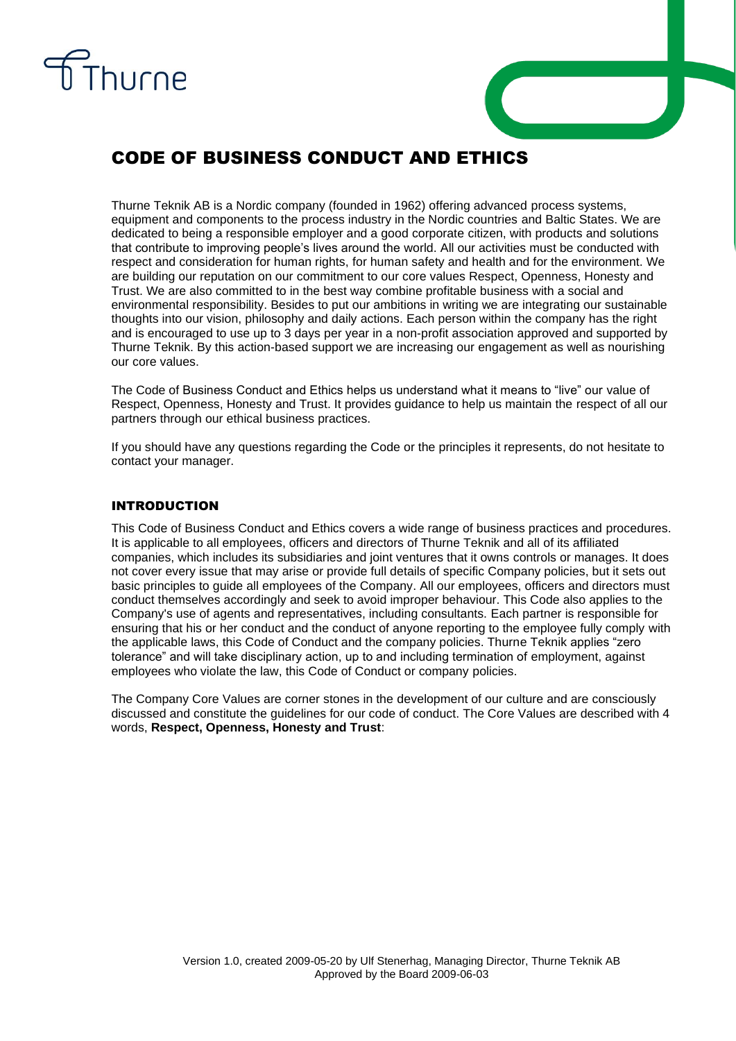# CODE OF BUSINESS CONDUCT AND ETHICS

Thurne Teknik AB is a Nordic company (founded in 1962) offering advanced process systems, equipment and components to the process industry in the Nordic countries and Baltic States. We are dedicated to being a responsible employer and a good corporate citizen, with products and solutions that contribute to improving people's lives around the world. All our activities must be conducted with respect and consideration for human rights, for human safety and health and for the environment. We are building our reputation on our commitment to our core values Respect, Openness, Honesty and Trust. We are also committed to in the best way combine profitable business with a social and environmental responsibility. Besides to put our ambitions in writing we are integrating our sustainable thoughts into our vision, philosophy and daily actions. Each person within the company has the right and is encouraged to use up to 3 days per year in a non-profit association approved and supported by Thurne Teknik. By this action-based support we are increasing our engagement as well as nourishing our core values.

The Code of Business Conduct and Ethics helps us understand what it means to "live" our value of Respect, Openness, Honesty and Trust. It provides guidance to help us maintain the respect of all our partners through our ethical business practices.

If you should have any questions regarding the Code or the principles it represents, do not hesitate to contact your manager.

## INTRODUCTION

This Code of Business Conduct and Ethics covers a wide range of business practices and procedures. It is applicable to all employees, officers and directors of Thurne Teknik and all of its affiliated companies, which includes its subsidiaries and joint ventures that it owns controls or manages. It does not cover every issue that may arise or provide full details of specific Company policies, but it sets out basic principles to guide all employees of the Company. All our employees, officers and directors must conduct themselves accordingly and seek to avoid improper behaviour. This Code also applies to the Company's use of agents and representatives, including consultants. Each partner is responsible for ensuring that his or her conduct and the conduct of anyone reporting to the employee fully comply with the applicable laws, this Code of Conduct and the company policies. Thurne Teknik applies "zero tolerance" and will take disciplinary action, up to and including termination of employment, against employees who violate the law, this Code of Conduct or company policies.

The Company Core Values are corner stones in the development of our culture and are consciously discussed and constitute the guidelines for our code of conduct. The Core Values are described with 4 words, **Respect, Openness, Honesty and Trust**:

Version 1.0, created 2009-05-20 by Ulf Stenerhag, Managing Director, Thurne Teknik AB
Approved by the Board 2009-06-03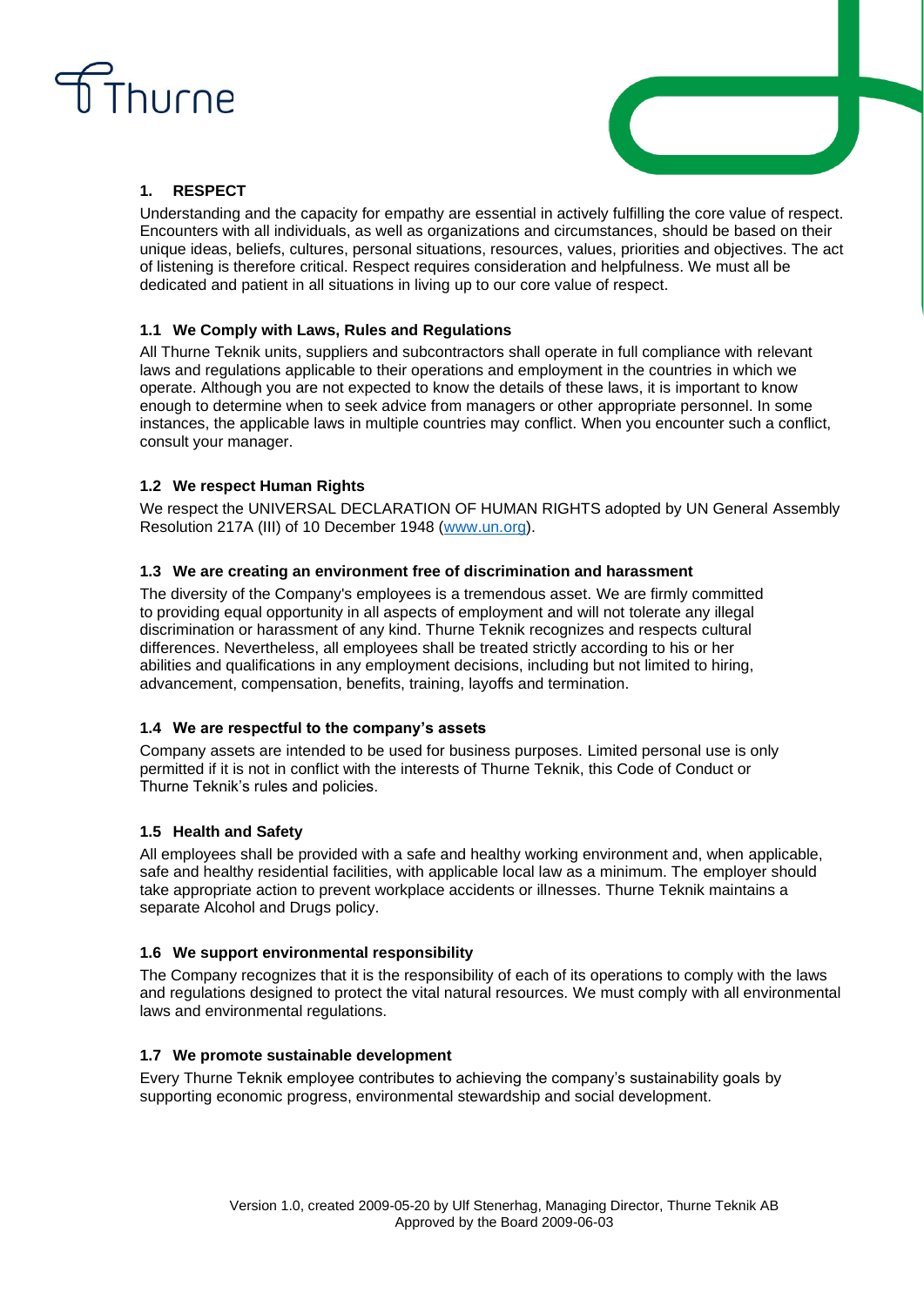## 1. RESPECT

Understanding and the capacity for empathy are essential in actively fulfilling the core value of respect. Encounters with all individuals, as well as organizations and circumstances, should be based on their unique ideas, beliefs, cultures, personal situations, resources, values, priorities and objectives. The act of listening is therefore critical. Respect requires consideration and helpfulness. We must all be dedicated and patient in all situations in living up to our core value of respect.

### 1.1 We Comply with Laws, Rules and Regulations

All Thurne Teknik units, suppliers and subcontractors shall operate in full compliance with relevant laws and regulations applicable to their operations and employment in the countries in which we operate. Although you are not expected to know the details of these laws, it is important to know enough to determine when to seek advice from managers or other appropriate personnel. In some instances, the applicable laws in multiple countries may conflict. When you encounter such a conflict, consult your manager.

### 1.2 We respect Human Rights

We respect the UNIVERSAL DECLARATION OF HUMAN RIGHTS adopted by UN General Assembly Resolution 217A (III) of 10 December 1948 (www.un.org).

### 1.3 We are creating an environment free of discrimination and harassment

The diversity of the Company's employees is a tremendous asset. We are firmly committed to providing equal opportunity in all aspects of employment and will not tolerate any illegal discrimination or harassment of any kind. Thurne Teknik recognizes and respects cultural differences. Nevertheless, all employees shall be treated strictly according to his or her abilities and qualifications in any employment decisions, including but not limited to hiring, advancement, compensation, benefits, training, layoffs and termination.

### 1.4 We are respectful to the company's assets

Company assets are intended to be used for business purposes. Limited personal use is only permitted if it is not in conflict with the interests of Thurne Teknik, this Code of Conduct or Thurne Teknik's rules and policies.

### 1.5 Health and Safety

All employees shall be provided with a safe and healthy working environment and, when applicable, safe and healthy residential facilities, with applicable local law as a minimum. The employer should take appropriate action to prevent workplace accidents or illnesses. Thurne Teknik maintains a separate Alcohol and Drugs policy.

### 1.6 We support environmental responsibility

The Company recognizes that it is the responsibility of each of its operations to comply with the laws and regulations designed to protect the vital natural resources. We must comply with all environmental laws and environmental regulations.

### 1.7 We promote sustainable development

Every Thurne Teknik employee contributes to achieving the company's sustainability goals by supporting economic progress, environmental stewardship and social development.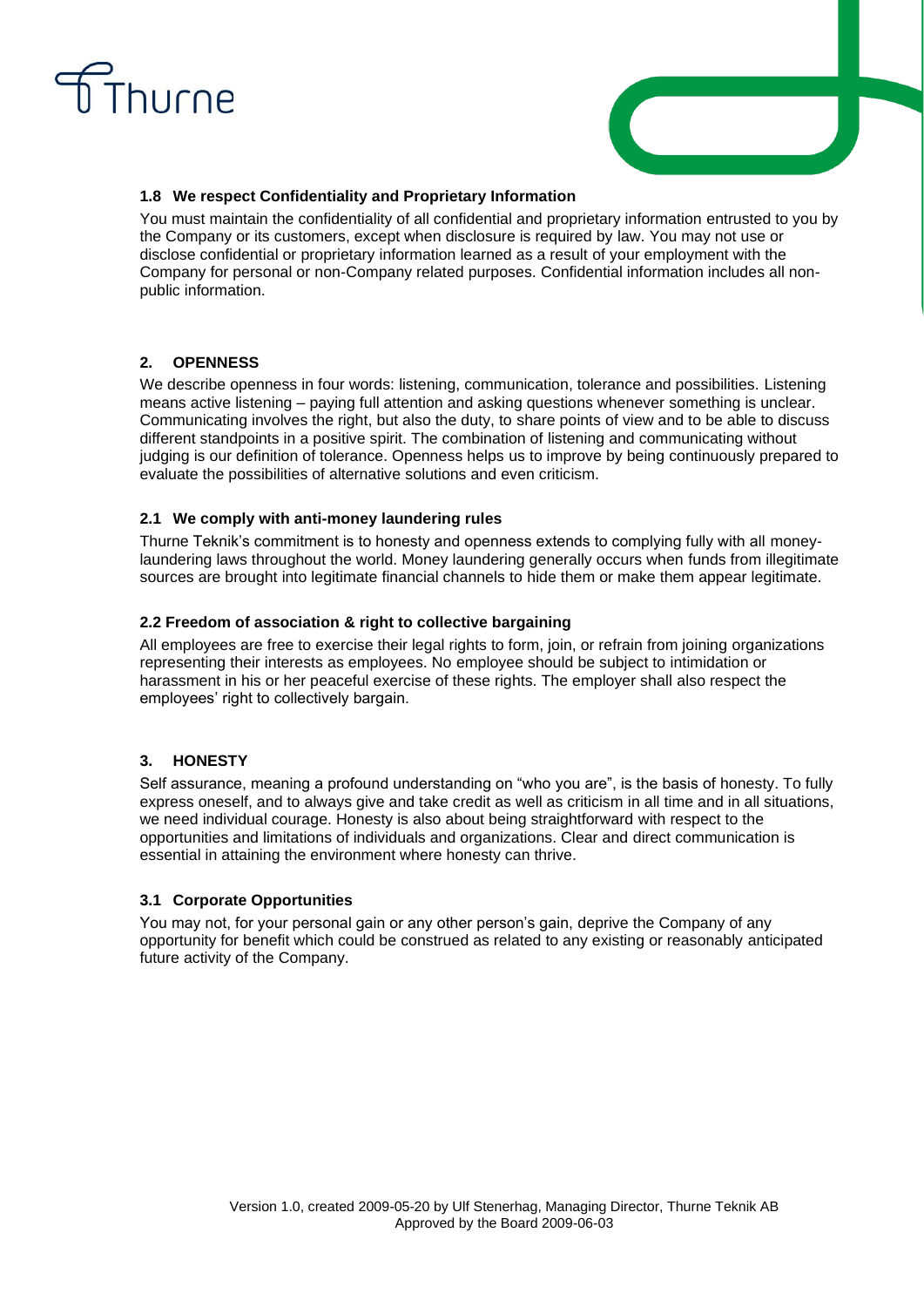### 1.8 We respect Confidentiality and Proprietary Information

You must maintain the confidentiality of all confidential and proprietary information entrusted to you by the Company or its customers, except when disclosure is required by law. You may not use or disclose confidential or proprietary information learned as a result of your employment with the Company for personal or non-Company related purposes. Confidential information includes all non-public information.

## 2. OPENNESS

We describe openness in four words: listening, communication, tolerance and possibilities. Listening means active listening – paying full attention and asking questions whenever something is unclear. Communicating involves the right, but also the duty, to share points of view and to be able to discuss different standpoints in a positive spirit. The combination of listening and communicating without judging is our definition of tolerance. Openness helps us to improve by being continuously prepared to evaluate the possibilities of alternative solutions and even criticism.

### 2.1 We comply with anti-money laundering rules

Thurne Teknik's commitment is to honesty and openness extends to complying fully with all money-laundering laws throughout the world. Money laundering generally occurs when funds from illegitimate sources are brought into legitimate financial channels to hide them or make them appear legitimate.

### 2.2 Freedom of association & right to collective bargaining

All employees are free to exercise their legal rights to form, join, or refrain from joining organizations representing their interests as employees. No employee should be subject to intimidation or harassment in his or her peaceful exercise of these rights. The employer shall also respect the employees' right to collectively bargain.

## 3. HONESTY

Self assurance, meaning a profound understanding on "who you are", is the basis of honesty. To fully express oneself, and to always give and take credit as well as criticism in all time and in all situations, we need individual courage. Honesty is also about being straightforward with respect to the opportunities and limitations of individuals and organizations. Clear and direct communication is essential in attaining the environment where honesty can thrive.

### 3.1 Corporate Opportunities

You may not, for your personal gain or any other person's gain, deprive the Company of any opportunity for benefit which could be construed as related to any existing or reasonably anticipated future activity of the Company.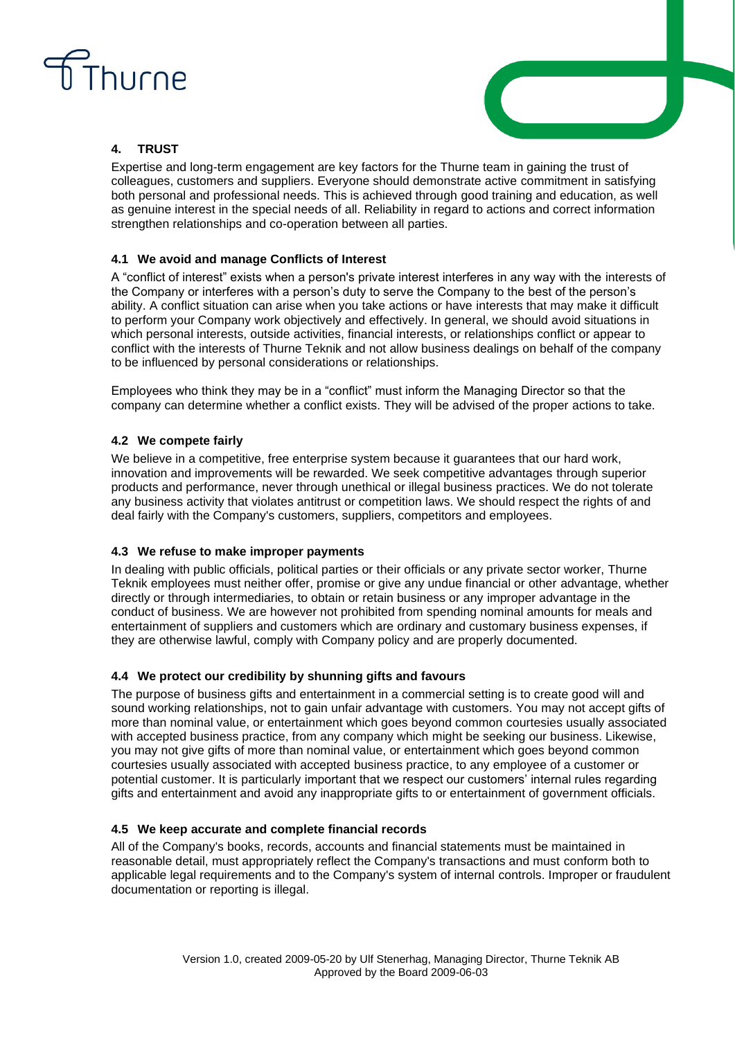## 4. TRUST

Expertise and long-term engagement are key factors for the Thurne team in gaining the trust of colleagues, customers and suppliers. Everyone should demonstrate active commitment in satisfying both personal and professional needs. This is achieved through good training and education, as well as genuine interest in the special needs of all. Reliability in regard to actions and correct information strengthen relationships and co-operation between all parties.

### 4.1 We avoid and manage Conflicts of Interest

A "conflict of interest" exists when a person's private interest interferes in any way with the interests of the Company or interferes with a person's duty to serve the Company to the best of the person's ability. A conflict situation can arise when you take actions or have interests that may make it difficult to perform your Company work objectively and effectively. In general, we should avoid situations in which personal interests, outside activities, financial interests, or relationships conflict or appear to conflict with the interests of Thurne Teknik and not allow business dealings on behalf of the company to be influenced by personal considerations or relationships.

Employees who think they may be in a "conflict" must inform the Managing Director so that the company can determine whether a conflict exists. They will be advised of the proper actions to take.

### 4.2 We compete fairly

We believe in a competitive, free enterprise system because it guarantees that our hard work, innovation and improvements will be rewarded. We seek competitive advantages through superior products and performance, never through unethical or illegal business practices. We do not tolerate any business activity that violates antitrust or competition laws. We should respect the rights of and deal fairly with the Company's customers, suppliers, competitors and employees.

### 4.3 We refuse to make improper payments

In dealing with public officials, political parties or their officials or any private sector worker, Thurne Teknik employees must neither offer, promise or give any undue financial or other advantage, whether directly or through intermediaries, to obtain or retain business or any improper advantage in the conduct of business. We are however not prohibited from spending nominal amounts for meals and entertainment of suppliers and customers which are ordinary and customary business expenses, if they are otherwise lawful, comply with Company policy and are properly documented.

### 4.4 We protect our credibility by shunning gifts and favours

The purpose of business gifts and entertainment in a commercial setting is to create good will and sound working relationships, not to gain unfair advantage with customers. You may not accept gifts of more than nominal value, or entertainment which goes beyond common courtesies usually associated with accepted business practice, from any company which might be seeking our business. Likewise, you may not give gifts of more than nominal value, or entertainment which goes beyond common courtesies usually associated with accepted business practice, to any employee of a customer or potential customer. It is particularly important that we respect our customers' internal rules regarding gifts and entertainment and avoid any inappropriate gifts to or entertainment of government officials.

### 4.5 We keep accurate and complete financial records

All of the Company's books, records, accounts and financial statements must be maintained in reasonable detail, must appropriately reflect the Company's transactions and must conform both to applicable legal requirements and to the Company's system of internal controls. Improper or fraudulent documentation or reporting is illegal.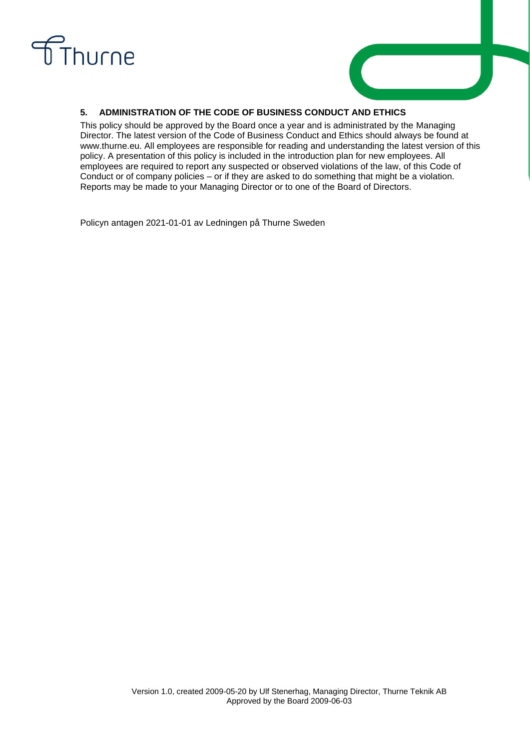## 5. ADMINISTRATION OF THE CODE OF BUSINESS CONDUCT AND ETHICS

This policy should be approved by the Board once a year and is administrated by the Managing Director. The latest version of the Code of Business Conduct and Ethics should always be found at www.thurne.eu. All employees are responsible for reading and understanding the latest version of this policy. A presentation of this policy is included in the introduction plan for new employees. All employees are required to report any suspected or observed violations of the law, of this Code of Conduct or of company policies – or if they are asked to do something that might be a violation. Reports may be made to your Managing Director or to one of the Board of Directors.

Policyn antagen 2021-01-01 av Ledningen på Thurne Sweden

Version 1.0, created 2009-05-20 by Ulf Stenerhag, Managing Director, Thurne Teknik AB
Approved by the Board 2009-06-03